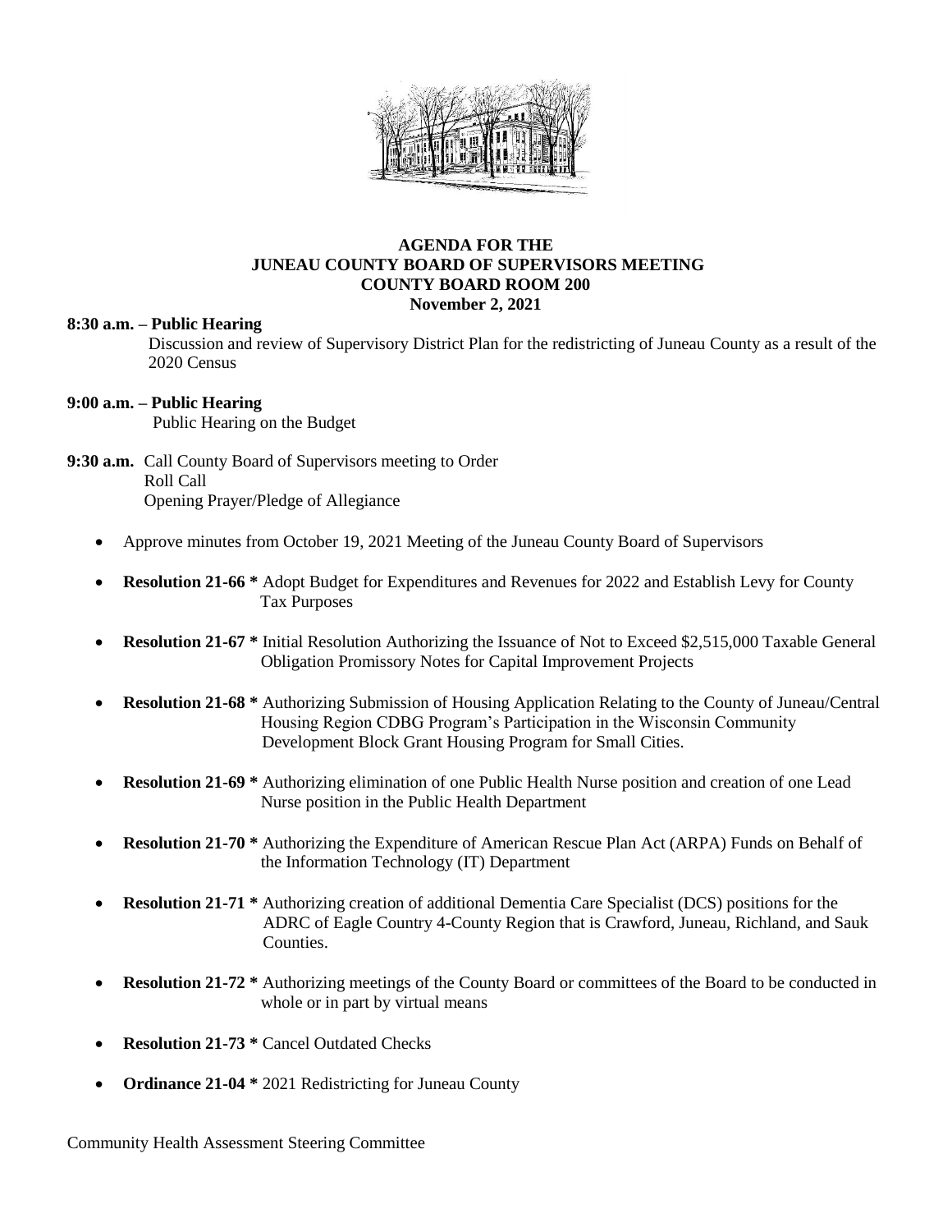**AGENDA FOR THE**
**JUNEAU COUNTY BOARD OF SUPERVISORS MEETING**
**COUNTY BOARD ROOM 200**
**November 2, 2021**

**8:30 a.m. – Public Hearing**

Discussion and review of Supervisory District Plan for the redistricting of Juneau County as a result of the 2020 Census

**9:00 a.m. – Public Hearing**

Public Hearing on the Budget

**9:30 a.m.** Call County Board of Supervisors meeting to Order
Roll Call
Opening Prayer/Pledge of Allegiance

- Approve minutes from October 19, 2021 Meeting of the Juneau County Board of Supervisors
- **Resolution 21-66 *** Adopt Budget for Expenditures and Revenues for 2022 and Establish Levy for County Tax Purposes
- **Resolution 21-67 *** Initial Resolution Authorizing the Issuance of Not to Exceed $2,515,000 Taxable General Obligation Promissory Notes for Capital Improvement Projects
- **Resolution 21-68 *** Authorizing Submission of Housing Application Relating to the County of Juneau/Central Housing Region CDBG Program's Participation in the Wisconsin Community Development Block Grant Housing Program for Small Cities.
- **Resolution 21-69 *** Authorizing elimination of one Public Health Nurse position and creation of one Lead Nurse position in the Public Health Department
- **Resolution 21-70 *** Authorizing the Expenditure of American Rescue Plan Act (ARPA) Funds on Behalf of the Information Technology (IT) Department
- **Resolution 21-71 *** Authorizing creation of additional Dementia Care Specialist (DCS) positions for the ADRC of Eagle Country 4-County Region that is Crawford, Juneau, Richland, and Sauk Counties.
- **Resolution 21-72 *** Authorizing meetings of the County Board or committees of the Board to be conducted in whole or in part by virtual means
- **Resolution 21-73 *** Cancel Outdated Checks
- **Ordinance 21-04 *** 2021 Redistricting for Juneau County

Community Health Assessment Steering Committee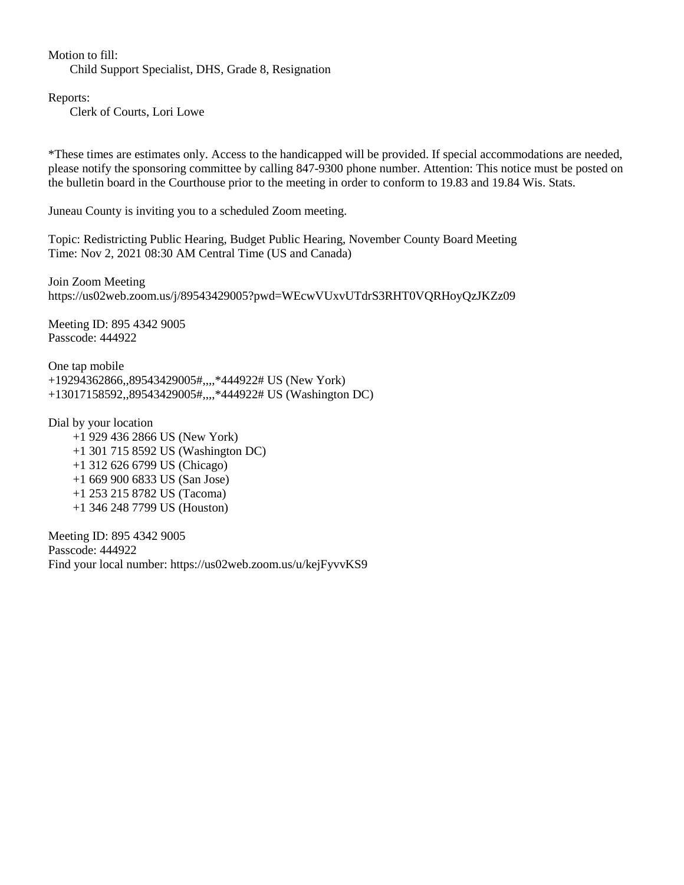Motion to fill:

Child Support Specialist, DHS, Grade 8, Resignation

Reports:

Clerk of Courts, Lori Lowe

*These times are estimates only. Access to the handicapped will be provided. If special accommodations are needed, please notify the sponsoring committee by calling 847-9300 phone number. Attention: This notice must be posted on the bulletin board in the Courthouse prior to the meeting in order to conform to 19.83 and 19.84 Wis. Stats.

Juneau County is inviting you to a scheduled Zoom meeting.

Topic: Redistricting Public Hearing, Budget Public Hearing, November County Board Meeting
Time: Nov 2, 2021 08:30 AM Central Time (US and Canada)

Join Zoom Meeting
https://us02web.zoom.us/j/89543429005?pwd=WEcwVUxvUTdrS3RHT0VQRHoyQzJKZz09

Meeting ID: 895 4342 9005
Passcode: 444922

One tap mobile
+19294362866,,89543429005#,,,,*444922# US (New York)
+13017158592,,89543429005#,,,,*444922# US (Washington DC)

Dial by your location

+1 929 436 2866 US (New York)
+1 301 715 8592 US (Washington DC)
+1 312 626 6799 US (Chicago)
+1 669 900 6833 US (San Jose)
+1 253 215 8782 US (Tacoma)
+1 346 248 7799 US (Houston)

Meeting ID: 895 4342 9005
Passcode: 444922
Find your local number: https://us02web.zoom.us/u/kejFyvvKS9